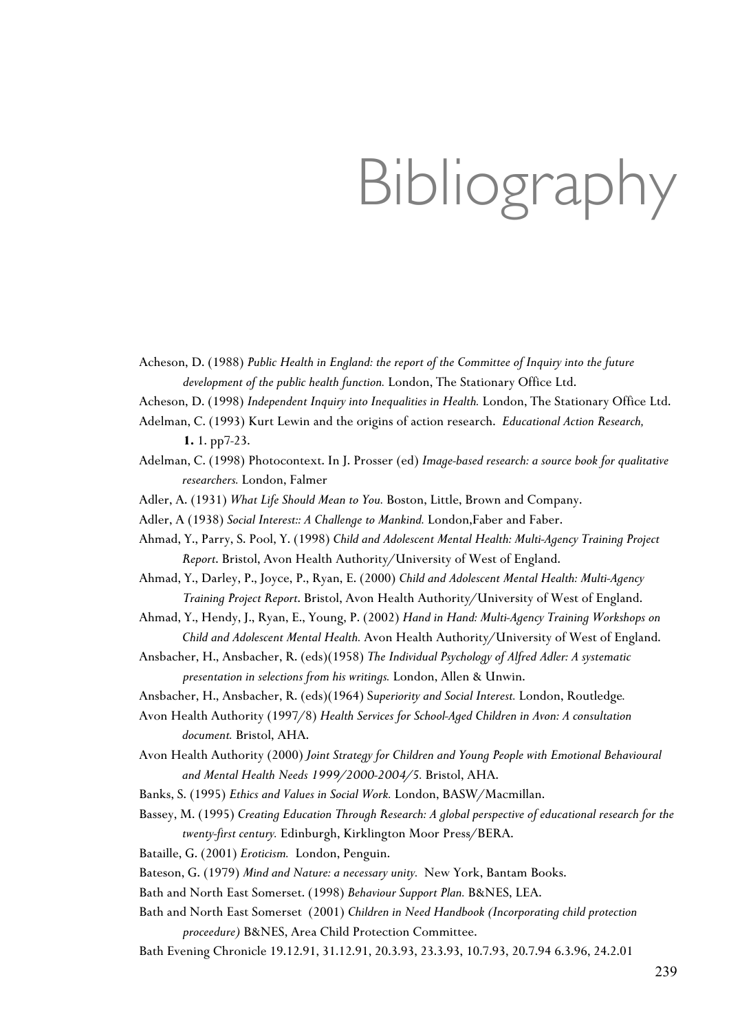# Bibliography

Acheson, D. (1988) *Public Health in England: the report of the Committee of Inquiry into the future development of the public health function.* London, The Stationary Office Ltd.

Acheson, D. (1998) *Independent Inquiry into Inequalities in Health.* London, The Stationary Office Ltd.

Adelman, C. (1993) Kurt Lewin and the origins of action research. *Educational Action Research,* **1.** 1. pp7-23.

Adelman, C. (1998) Photocontext. In J. Prosser (ed) *Image-based research: a source book for qualitative researchers.* London, Falmer

Adler, A. (1931) *What Life Should Mean to You.* Boston, Little, Brown and Company.

Adler, A (1938) *Social Interest:: A Challenge to Mankind.* London,Faber and Faber.

Ahmad, Y., Parry, S. Pool, Y. (1998) *Child and Adolescent Mental Health: Multi-Agency Training Project Report*. Bristol, Avon Health Authority/University of West of England.

Ahmad, Y., Darley, P., Joyce, P., Ryan, E. (2000) *Child and Adolescent Mental Health: Multi-Agency Training Project Report*. Bristol, Avon Health Authority/University of West of England.

Ahmad, Y., Hendy, J., Ryan, E., Young, P. (2002) *Hand in Hand: Multi-Agency Training Workshops on Child and Adolescent Mental Health.* Avon Health Authority/University of West of England.

Ansbacher, H., Ansbacher, R. (eds)(1958) *The Individual Psychology of Alfred Adler: A systematic presentation in selections from his writings.* London, Allen & Unwin.

Ansbacher, H., Ansbacher, R. (eds)(1964) S*uperiority and Social Interest.* London, Routledge.

Avon Health Authority (1997/8) *Health Services for School-Aged Children in Avon: A consultation document.* Bristol, AHA.

Avon Health Authority (2000) *Joint Strategy for Children and Young People with Emotional Behavioural and Mental Health Needs 1999/2000-2004/5.* Bristol, AHA.

Banks, S. (1995) *Ethics and Values in Social Work.* London, BASW/Macmillan.

Bassey, M. (1995) *Creating Education Through Research: A global perspective of educational research for the twenty-first century.* Edinburgh, Kirklington Moor Press/BERA.

Bataille, G. (2001) *Eroticism.* London, Penguin.

Bateson, G. (1979) *Mind and Nature: a necessary unity.* New York, Bantam Books.

Bath and North East Somerset. (1998) *Behaviour Support Plan.* B&NES, LEA.

Bath and North East Somerset (2001) *Children in Need Handbook (Incorporating child protection proceedure)* B&NES, Area Child Protection Committee.

Bath Evening Chronicle 19.12.91, 31.12.91, 20.3.93, 23.3.93, 10.7.93, 20.7.94 6.3.96, 24.2.01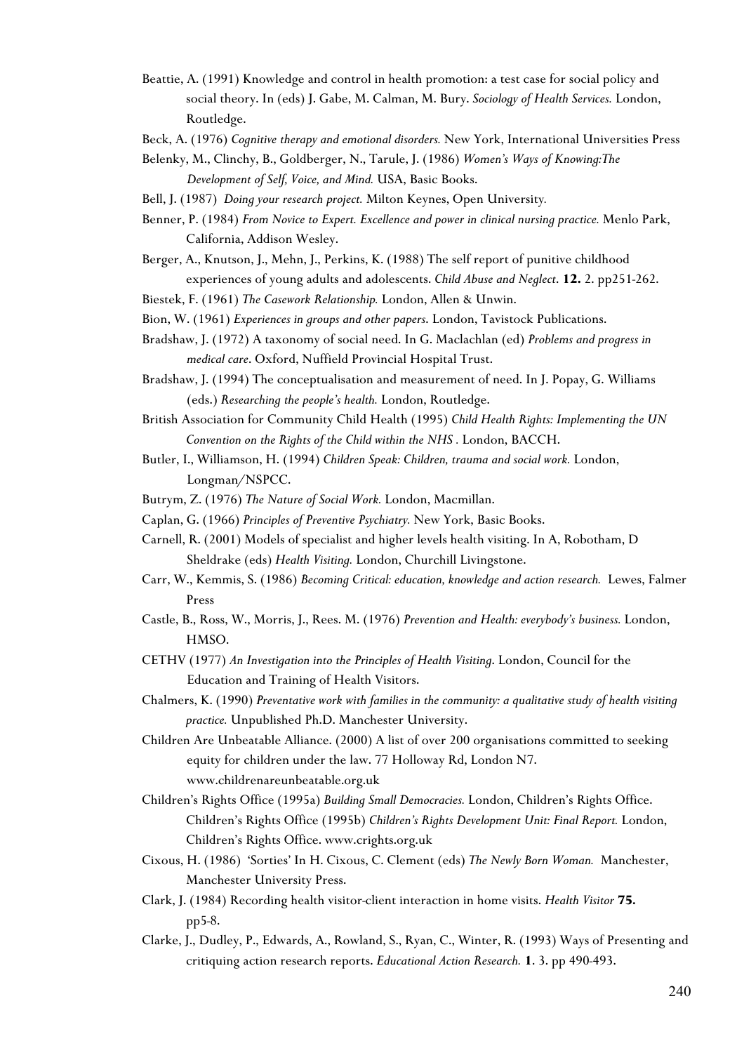Beattie, A. (1991) Knowledge and control in health promotion: a test case for social policy and social theory. In (eds) J. Gabe, M. Calman, M. Bury. *Sociology of Health Services.* London, Routledge.

Beck, A. (1976) *Cognitive therapy and emotional disorders.* New York, International Universities Press

Belenky, M., Clinchy, B., Goldberger, N., Tarule, J. (1986) *Women's Ways of Knowing:The Development of Self, Voice, and Mind.* USA, Basic Books.

Bell, J. (1987) *Doing your research project.* Milton Keynes, Open University.

Benner, P. (1984) *From Novice to Expert. Excellence and power in clinical nursing practice.* Menlo Park, California, Addison Wesley.

Berger, A., Knutson, J., Mehn, J., Perkins, K. (1988) The self report of punitive childhood experiences of young adults and adolescents. *Child Abuse and Neglect*. **12.** 2. pp251-262.

Biestek, F. (1961) *The Casework Relationship.* London, Allen & Unwin.

Bion, W. (1961) *Experiences in groups and other papers*. London, Tavistock Publications.

Bradshaw, J. (1972) A taxonomy of social need. In G. Maclachlan (ed) *Problems and progress in medical care*. Oxford, Nuffield Provincial Hospital Trust.

Bradshaw, J. (1994) The conceptualisation and measurement of need. In J. Popay, G. Williams (eds.) *Researching the people's health.* London, Routledge.

British Association for Community Child Health (1995) *Child Health Rights: Implementing the UN Convention on the Rights of the Child within the NHS .* London, BACCH.

Butler, I., Williamson, H. (1994) *Children Speak: Children, trauma and social work.* London, Longman/NSPCC.

Butrym, Z. (1976) *The Nature of Social Work.* London, Macmillan.

Caplan, G. (1966) *Principles of Preventive Psychiatry.* New York, Basic Books.

Carnell, R. (2001) Models of specialist and higher levels health visiting. In A, Robotham, D Sheldrake (eds) *Health Visiting.* London, Churchill Livingstone.

Carr, W., Kemmis, S. (1986) *Becoming Critical: education, knowledge and action research.* Lewes, Falmer Press

Castle, B., Ross, W., Morris, J., Rees. M. (1976) *Prevention and Health: everybody's business.* London, HMSO.

CETHV (1977) *An Investigation into the Principles of Health Visiting*. London, Council for the Education and Training of Health Visitors.

Chalmers, K. (1990) *Preventative work with families in the community: a qualitative study of health visiting practice.* Unpublished Ph.D. Manchester University.

Children Are Unbeatable Alliance. (2000) A list of over 200 organisations committed to seeking equity for children under the law. 77 Holloway Rd, London N7. www.childrenareunbeatable.org.uk

Children's Rights Office (1995a) *Building Small Democracies.* London, Children's Rights Office. Children's Rights Office (1995b) *Children's Rights Development Unit: Final Report.* London, Children's Rights Office. www.crights.org.uk

Cixous, H. (1986) 'Sorties' In H. Cixous, C. Clement (eds) *The Newly Born Woman.* Manchester, Manchester University Press.

Clark, J. (1984) Recording health visitor-client interaction in home visits. *Health Visitor* **75.** pp5-8.

Clarke, J., Dudley, P., Edwards, A., Rowland, S., Ryan, C., Winter, R. (1993) Ways of Presenting and critiquing action research reports. *Educational Action Research.* **1**. 3. pp 490-493.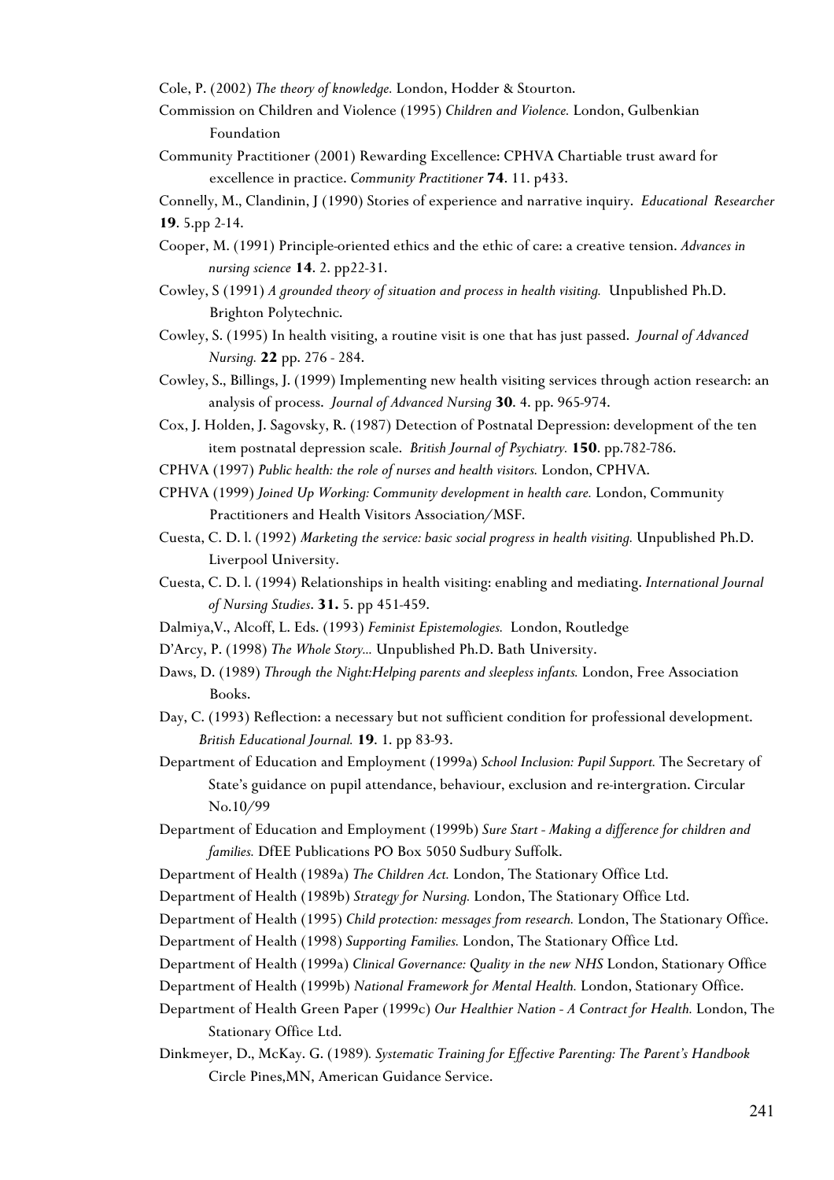Cole, P. (2002) *The theory of knowledge.* London, Hodder & Stourton.

Commission on Children and Violence (1995) *Children and Violence.* London, Gulbenkian Foundation

Community Practitioner (2001) Rewarding Excellence: CPHVA Chartiable trust award for excellence in practice. *Community Practitioner* **74**. 11. p433.

Connelly, M., Clandinin, J (1990) Stories of experience and narrative inquiry. *Educational Researcher* **19**. 5.pp 2-14.

Cooper, M. (1991) Principle-oriented ethics and the ethic of care: a creative tension. *Advances in nursing science* **14**. 2. pp22-31.

Cowley, S (1991) *A grounded theory of situation and process in health visiting.* Unpublished Ph.D. Brighton Polytechnic.

Cowley, S. (1995) In health visiting, a routine visit is one that has just passed. *Journal of Advanced Nursing.* **22** pp. 276 - 284.

Cowley, S., Billings, J. (1999) Implementing new health visiting services through action research: an analysis of process. *Journal of Advanced Nursing* **30**. 4. pp. 965-974.

Cox, J. Holden, J. Sagovsky, R. (1987) Detection of Postnatal Depression: development of the ten item postnatal depression scale. *British Journal of Psychiatry.* **150**. pp.782-786.

CPHVA (1997) *Public health: the role of nurses and health visitors.* London, CPHVA.

CPHVA (1999) *Joined Up Working: Community development in health care.* London, Community Practitioners and Health Visitors Association/MSF.

Cuesta, C. D. l. (1992) *Marketing the service: basic social progress in health visiting.* Unpublished Ph.D. Liverpool University.

Cuesta, C. D. l. (1994) Relationships in health visiting: enabling and mediating. *International Journal of Nursing Studies*. **31.** 5. pp 451-459.

Dalmiya,V., Alcoff, L. Eds. (1993) *Feminist Epistemologies.* London, Routledge

D'Arcy, P. (1998) *The Whole Story...* Unpublished Ph.D. Bath University.

Daws, D. (1989) *Through the Night:Helping parents and sleepless infants.* London, Free Association Books.

Day, C. (1993) Reflection: a necessary but not sufficient condition for professional development. *British Educational Journal.* **19**. 1. pp 83-93.

Department of Education and Employment (1999a) *School Inclusion: Pupil Support.* The Secretary of State's guidance on pupil attendance, behaviour, exclusion and re-intergration. Circular No.10/99

Department of Education and Employment (1999b) *Sure Start - Making a difference for children and families.* DfEE Publications PO Box 5050 Sudbury Suffolk.

Department of Health (1989a) *The Children Act.* London, The Stationary Office Ltd.

Department of Health (1989b) *Strategy for Nursing.* London, The Stationary Office Ltd.

Department of Health (1995) *Child protection: messages from research.* London, The Stationary Office.

Department of Health (1998) *Supporting Families.* London, The Stationary Office Ltd.

Department of Health (1999a) *Clinical Governance: Quality in the new NHS* London, Stationary Office

Department of Health (1999b) *National Framework for Mental Health.* London, Stationary Office.

Department of Health Green Paper (1999c) *Our Healthier Nation - A Contract for Health.* London, The Stationary Office Ltd.

Dinkmeyer, D., McKay. G. (1989)*. Systematic Training for Effective Parenting: The Parent's Handbook* Circle Pines,MN, American Guidance Service.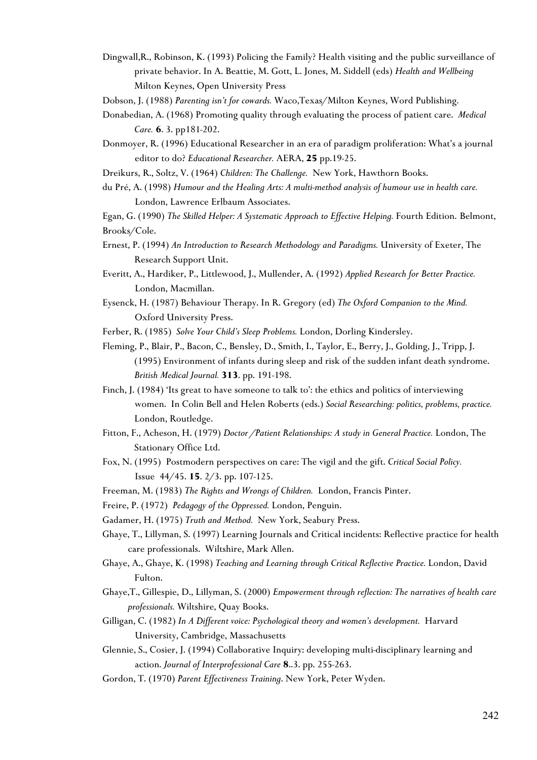Dingwall,R., Robinson, K. (1993) Policing the Family? Health visiting and the public surveillance of private behavior. In A. Beattie, M. Gott, L. Jones, M. Siddell (eds) *Health and Wellbeing* Milton Keynes, Open University Press

Dobson, J. (1988) *Parenting isn't for cowards.* Waco,Texas/Milton Keynes, Word Publishing.

Donabedian, A. (1968) Promoting quality through evaluating the process of patient care. *Medical Care.* **6**. 3. pp181-202.

Donmoyer, R. (1996) Educational Researcher in an era of paradigm proliferation: What's a journal editor to do? *Educational Researcher.* AERA, **25** pp.19-25.

Dreikurs, R., Soltz, V. (1964) *Children: The Challenge.* New York, Hawthorn Books.

du Pré, A. (1998) *Humour and the Healing Arts: A multi-method analysis of humour use in health care.* London, Lawrence Erlbaum Associates.

Egan, G. (1990) *The Skilled Helper: A Systematic Approach to Effective Helping.* Fourth Edition. Belmont, Brooks/Cole.

Ernest, P. (1994) *An Introduction to Research Methodology and Paradigms.* University of Exeter, The Research Support Unit.

Everitt, A., Hardiker, P., Littlewood, J., Mullender, A. (1992) *Applied Research for Better Practice.* London, Macmillan.

Eysenck, H. (1987) Behaviour Therapy. In R. Gregory (ed) *The Oxford Companion to the Mind.* Oxford University Press.

Ferber, R. (1985) *Solve Your Child's Sleep Problems.* London, Dorling Kindersley.

Fleming, P., Blair, P., Bacon, C., Bensley, D., Smith, I., Taylor, E., Berry, J., Golding, J., Tripp, J. (1995) Environment of infants during sleep and risk of the sudden infant death syndrome. *British Medical Journal.* **313**. pp. 191-198.

Finch, J. (1984) 'Its great to have someone to talk to': the ethics and politics of interviewing women. In Colin Bell and Helen Roberts (eds.) *Social Researching: politics, problems, practice.* London, Routledge.

Fitton, F., Acheson, H. (1979) *Doctor /Patient Relationships: A study in General Practice.* London, The Stationary Office Ltd.

Fox, N. (1995) Postmodern perspectives on care: The vigil and the gift. *Critical Social Policy.* Issue 44/45. **15**. 2/3. pp. 107-125.

Freeman, M. (1983) *The Rights and Wrongs of Children.* London, Francis Pinter.

Freire, P. (1972) *Pedagogy of the Oppressed.* London, Penguin.

Gadamer, H. (1975) *Truth and Method.* New York, Seabury Press.

Ghaye, T., Lillyman, S. (1997) Learning Journals and Critical incidents: Reflective practice for health care professionals. Wiltshire, Mark Allen.

Ghaye, A., Ghaye, K. (1998) *Teaching and Learning through Critical Reflective Practice.* London, David Fulton.

Ghaye,T., Gillespie, D., Lillyman, S. (2000) *Empowerment through reflection: The narratives of health care professionals.* Wiltshire, Quay Books.

Gilligan, C. (1982) *In A Different voice: Psychological theory and women's development.* Harvard University, Cambridge, Massachusetts

Glennie, S., Cosier, J. (1994) Collaborative Inquiry: developing multi-disciplinary learning and action. *Journal of Interprofessional Care* **8**..3. pp. 255-263.

Gordon, T. (1970) *Parent Effectiveness Training*. New York, Peter Wyden.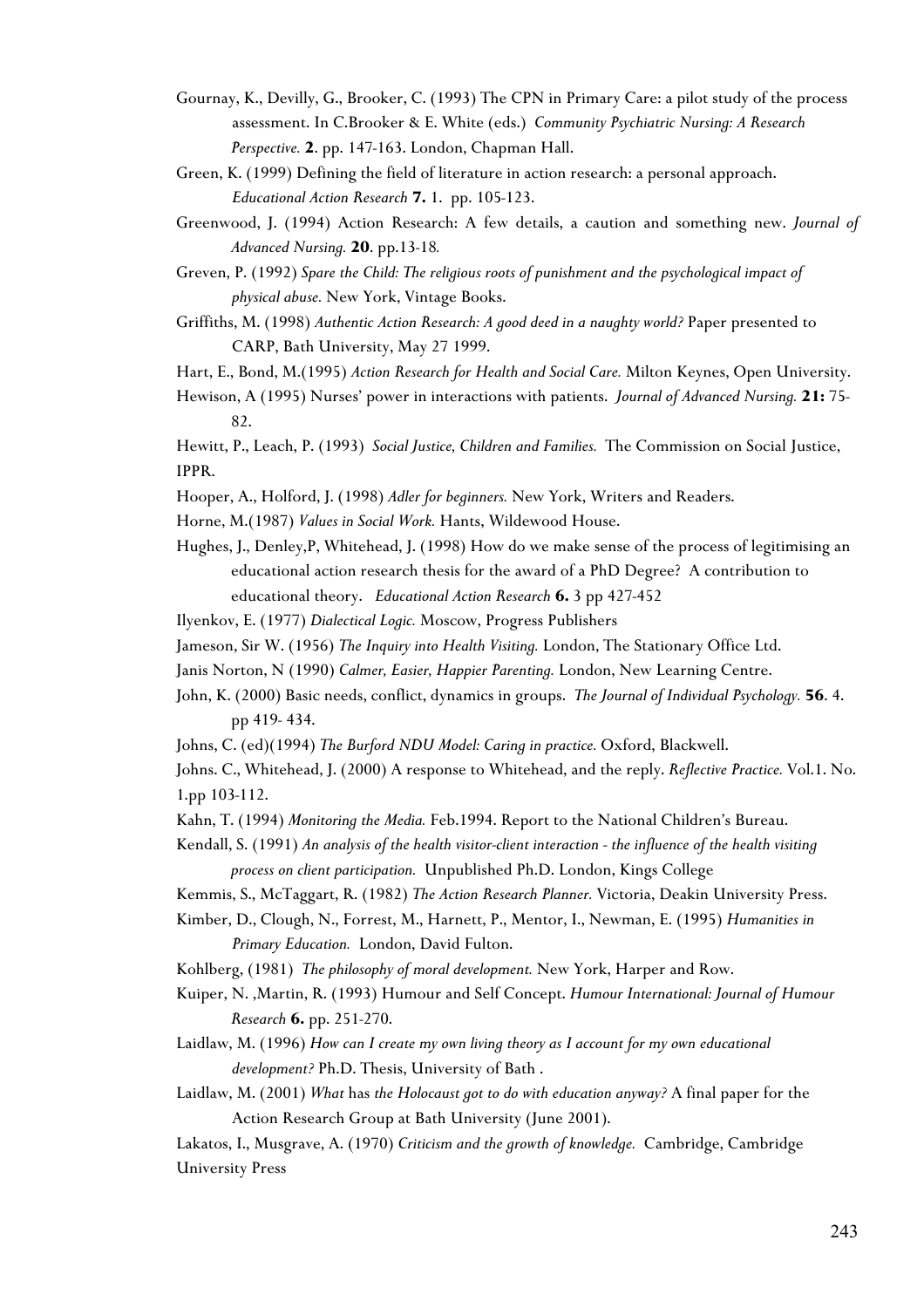Gournay, K., Devilly, G., Brooker, C. (1993) The CPN in Primary Care: a pilot study of the process assessment. In C.Brooker & E. White (eds.) *Community Psychiatric Nursing: A Research Perspective.* **2**. pp. 147-163. London, Chapman Hall.

Green, K. (1999) Defining the field of literature in action research: a personal approach. *Educational Action Research* **7.** 1. pp. 105-123.

Greenwood, J. (1994) Action Research: A few details, a caution and something new. *Journal of Advanced Nursing.* **20**. pp.13-18*.*

Greven, P. (1992) *Spare the Child: The religious roots of punishment and the psychological impact of physical abuse.* New York, Vintage Books.

Griffiths, M. (1998) *Authentic Action Research: A good deed in a naughty world?* Paper presented to CARP, Bath University, May 27 1999.

Hart, E., Bond, M.(1995) *Action Research for Health and Social Care.* Milton Keynes, Open University.

Hewison, A (1995) Nurses' power in interactions with patients. *Journal of Advanced Nursing.* **21:** 75-82.

Hewitt, P., Leach, P. (1993) *Social Justice, Children and Families.* The Commission on Social Justice, IPPR.

Hooper, A., Holford, J. (1998) *Adler for beginners.* New York, Writers and Readers.

Horne, M.(1987) *Values in Social Work.* Hants, Wildewood House.

Hughes, J., Denley,P, Whitehead, J. (1998) How do we make sense of the process of legitimising an educational action research thesis for the award of a PhD Degree? A contribution to educational theory. *Educational Action Research* **6.** 3 pp 427-452

Ilyenkov, E. (1977) *Dialectical Logic.* Moscow, Progress Publishers

Jameson, Sir W. (1956) *The Inquiry into Health Visiting.* London, The Stationary Office Ltd.

Janis Norton, N (1990) *Calmer, Easier, Happier Parenting.* London, New Learning Centre.

John, K. (2000) Basic needs, conflict, dynamics in groups. *The Journal of Individual Psychology.* **56**. 4. pp 419- 434.

Johns, C. (ed)(1994) *The Burford NDU Model: Caring in practice.* Oxford, Blackwell.

Johns. C., Whitehead, J. (2000) A response to Whitehead, and the reply. *Reflective Practice.* Vol.1. No. 1.pp 103-112.

Kahn, T. (1994) *Monitoring the Media.* Feb.1994. Report to the National Children's Bureau.

Kendall, S. (1991) *An analysis of the health visitor-client interaction - the influence of the health visiting process on client participation.* Unpublished Ph.D. London, Kings College

Kemmis, S., McTaggart, R. (1982) *The Action Research Planner.* Victoria, Deakin University Press.

Kimber, D., Clough, N., Forrest, M., Harnett, P., Mentor, I., Newman, E. (1995) *Humanities in Primary Education.* London, David Fulton.

Kohlberg, (1981) *The philosophy of moral development.* New York, Harper and Row.

Kuiper, N. ,Martin, R. (1993) Humour and Self Concept. *Humour International: Journal of Humour Research* **6.** pp. 251-270.

Laidlaw, M. (1996) *How can I create my own living theory as I account for my own educational development?* Ph.D. Thesis, University of Bath .

Laidlaw, M. (2001) *What* has *the Holocaust got to do with education anyway?* A final paper for the Action Research Group at Bath University (June 2001).

Lakatos, I., Musgrave, A. (1970) *Criticism and the growth of knowledge.* Cambridge, Cambridge University Press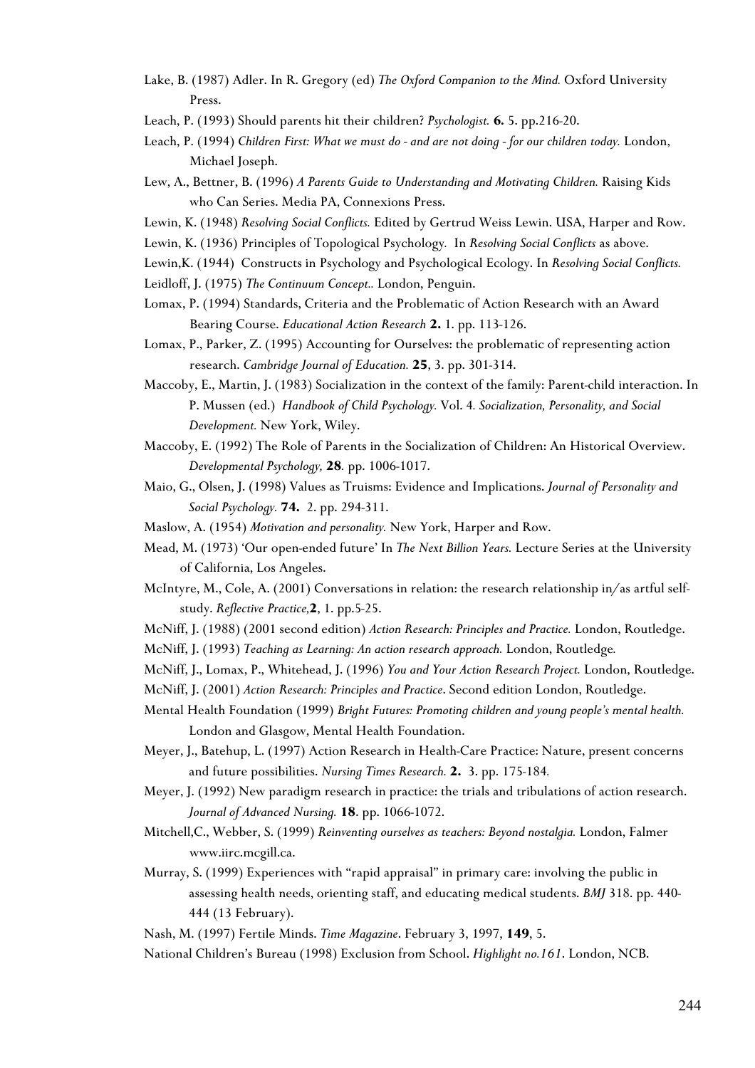Lake, B. (1987) Adler. In R. Gregory (ed) *The Oxford Companion to the Mind.* Oxford University Press.

Leach, P. (1993) Should parents hit their children? *Psychologist.* **6.** 5. pp.216-20.

Leach, P. (1994) *Children First: What we must do - and are not doing - for our children today.* London, Michael Joseph.

Lew, A., Bettner, B. (1996) *A Parents Guide to Understanding and Motivating Children.* Raising Kids who Can Series. Media PA, Connexions Press.

Lewin, K. (1948) *Resolving Social Conflicts.* Edited by Gertrud Weiss Lewin. USA, Harper and Row.

Lewin, K. (1936) Principles of Topological Psychology. In *Resolving Social Conflicts* as above.

Lewin,K. (1944) Constructs in Psychology and Psychological Ecology. In *Resolving Social Conflicts.*

Leidloff, J. (1975) *The Continuum Concept..* London, Penguin.

Lomax, P. (1994) Standards, Criteria and the Problematic of Action Research with an Award Bearing Course. *Educational Action Research* **2.** 1. pp. 113-126.

Lomax, P., Parker, Z. (1995) Accounting for Ourselves: the problematic of representing action research. *Cambridge Journal of Education.* **25**, 3. pp. 301-314.

Maccoby, E., Martin, J. (1983) Socialization in the context of the family: Parent-child interaction. In P. Mussen (ed.) *Handbook of Child Psychology.* Vol. 4. *Socialization, Personality, and Social Development.* New York, Wiley.

Maccoby, E. (1992) The Role of Parents in the Socialization of Children: An Historical Overview. *Developmental Psychology,* **28**. pp. 1006-1017.

Maio, G., Olsen, J. (1998) Values as Truisms: Evidence and Implications. *Journal of Personality and Social Psychology.* **74.** 2. pp. 294-311.

Maslow, A. (1954) *Motivation and personality.* New York, Harper and Row.

Mead, M. (1973) 'Our open-ended future' In *The Next Billion Years.* Lecture Series at the University of California, Los Angeles.

McIntyre, M., Cole, A. (2001) Conversations in relation: the research relationship in/as artful self-study. *Reflective Practice,***2**, 1. pp.5-25.

McNiff, J. (1988) (2001 second edition) *Action Research: Principles and Practice.* London, Routledge.

McNiff, J. (1993) *Teaching as Learning: An action research approach.* London, Routledge.

McNiff, J., Lomax, P., Whitehead, J. (1996) *You and Your Action Research Project.* London, Routledge.

McNiff, J. (2001) *Action Research: Principles and Practice*. Second edition London, Routledge.

Mental Health Foundation (1999) *Bright Futures: Promoting children and young people's mental health.* London and Glasgow, Mental Health Foundation.

Meyer, J., Batehup, L. (1997) Action Research in Health-Care Practice: Nature, present concerns and future possibilities. *Nursing Times Research.* **2.** 3. pp. 175-184.

Meyer, J. (1992) New paradigm research in practice: the trials and tribulations of action research. *Journal of Advanced Nursing.* **18**. pp. 1066-1072.

Mitchell,C., Webber, S. (1999) *Reinventing ourselves as teachers: Beyond nostalgia.* London, Falmer www.iirc.mcgill.ca.

Murray, S. (1999) Experiences with "rapid appraisal" in primary care: involving the public in assessing health needs, orienting staff, and educating medical students. *BMJ* 318. pp. 440-444 (13 February).

Nash, M. (1997) Fertile Minds. *Time Magazine*. February 3, 1997, **149**, 5.

National Children's Bureau (1998) Exclusion from School. *Highlight no.161*. London, NCB.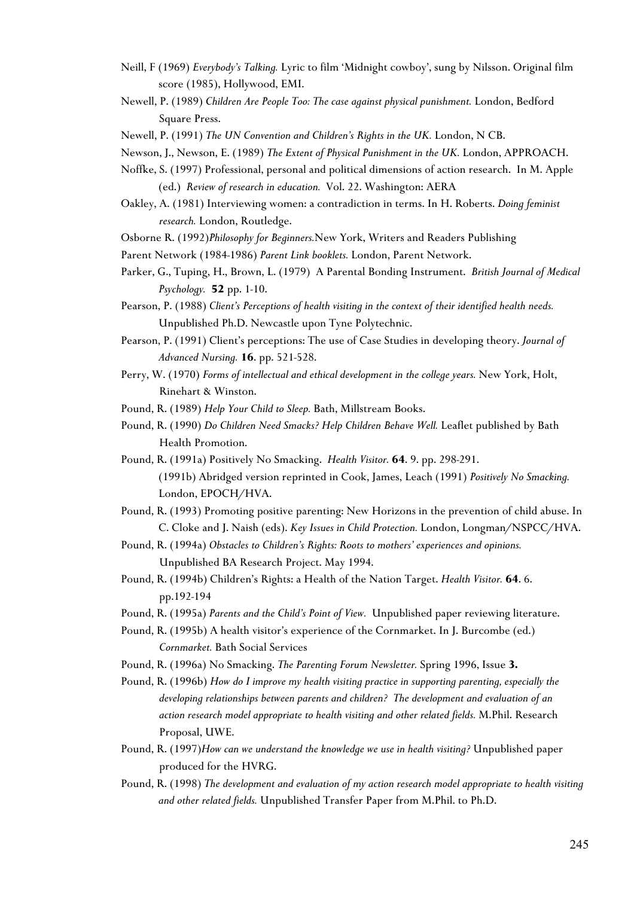Neill, F (1969) *Everybody's Talking.* Lyric to film 'Midnight cowboy', sung by Nilsson. Original film score (1985), Hollywood, EMI.

Newell, P. (1989) *Children Are People Too: The case against physical punishment.* London, Bedford Square Press.

Newell, P. (1991) *The UN Convention and Children's Rights in the UK.* London, N CB.

Newson, J., Newson, E. (1989) *The Extent of Physical Punishment in the UK.* London, APPROACH.

Noffke, S. (1997) Professional, personal and political dimensions of action research. In M. Apple (ed.) *Review of research in education.* Vol. 22. Washington: AERA

Oakley, A. (1981) Interviewing women: a contradiction in terms. In H. Roberts. *Doing feminist research.* London, Routledge.

Osborne R. (1992)*Philosophy for Beginners.*New York, Writers and Readers Publishing

Parent Network (1984-1986) *Parent Link booklets.* London, Parent Network.

Parker, G., Tuping, H., Brown, L. (1979) A Parental Bonding Instrument. *British Journal of Medical Psychology.* **52** pp. 1-10.

Pearson, P. (1988) *Client's Perceptions of health visiting in the context of their identified health needs.* Unpublished Ph.D. Newcastle upon Tyne Polytechnic.

Pearson, P. (1991) Client's perceptions: The use of Case Studies in developing theory. *Journal of Advanced Nursing.* **16**. pp. 521-528.

Perry, W. (1970) *Forms of intellectual and ethical development in the college years.* New York, Holt, Rinehart & Winston.

Pound, R. (1989) *Help Your Child to Sleep.* Bath, Millstream Books.

Pound, R. (1990) *Do Children Need Smacks? Help Children Behave Well.* Leaflet published by Bath Health Promotion.

Pound, R. (1991a) Positively No Smacking. *Health Visitor.* **64**. 9. pp. 298-291.
(1991b) Abridged version reprinted in Cook, James, Leach (1991) *Positively No Smacking.* London, EPOCH/HVA.

Pound, R. (1993) Promoting positive parenting: New Horizons in the prevention of child abuse. In C. Cloke and J. Naish (eds). *Key Issues in Child Protection.* London, Longman/NSPCC/HVA.

Pound, R. (1994a) *Obstacles to Children's Rights: Roots to mothers' experiences and opinions.* Unpublished BA Research Project. May 1994.

Pound, R. (1994b) Children's Rights: a Health of the Nation Target. *Health Visitor.* **64**. 6. pp.192-194

Pound, R. (1995a) *Parents and the Child's Point of View.* Unpublished paper reviewing literature.

Pound, R. (1995b) A health visitor's experience of the Cornmarket. In J. Burcombe (ed.) *Cornmarket.* Bath Social Services

Pound, R. (1996a) No Smacking. *The Parenting Forum Newsletter.* Spring 1996, Issue **3.**

Pound, R. (1996b) *How do I improve my health visiting practice in supporting parenting, especially the developing relationships between parents and children? The development and evaluation of an action research model appropriate to health visiting and other related fields.* M.Phil. Research Proposal, UWE.

Pound, R. (1997)*How can we understand the knowledge we use in health visiting?* Unpublished paper produced for the HVRG.

Pound, R. (1998) *The development and evaluation of my action research model appropriate to health visiting and other related fields.* Unpublished Transfer Paper from M.Phil. to Ph.D.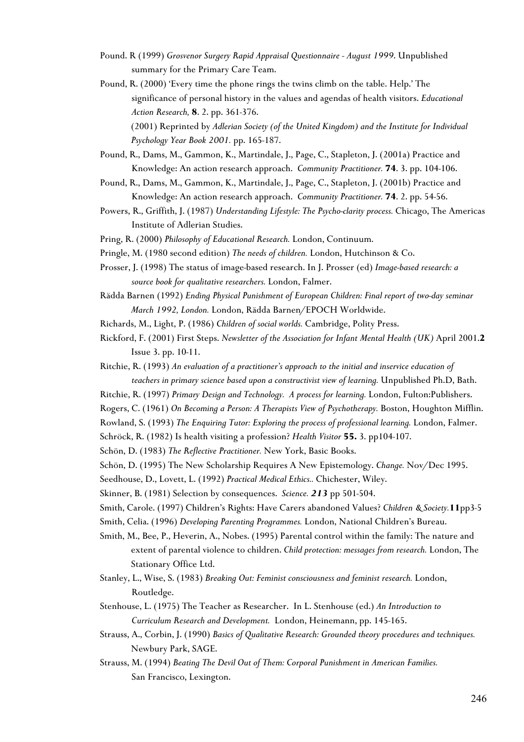Pound. R (1999) *Grosvenor Surgery Rapid Appraisal Questionnaire - August 1999.* Unpublished summary for the Primary Care Team.

Pound, R. (2000) 'Every time the phone rings the twins climb on the table. Help.' The significance of personal history in the values and agendas of health visitors. *Educational Action Research,* **8**. 2. pp. 361-376.
(2001) Reprinted by *Adlerian Society (of the United Kingdom) and the Institute for Individual Psychology Year Book 2001.* pp. 165-187.

Pound, R., Dams, M., Gammon, K., Martindale, J., Page, C., Stapleton, J. (2001a) Practice and Knowledge: An action research approach. *Community Practitioner.* **74**. 3. pp. 104-106.

Pound, R., Dams, M., Gammon, K., Martindale, J., Page, C., Stapleton, J. (2001b) Practice and Knowledge: An action research approach. *Community Practitioner.* **74**. 2. pp. 54-56.

Powers, R., Griffith, J. (1987) *Understanding Lifestyle: The Psycho-clarity process.* Chicago, The Americas Institute of Adlerian Studies.

Pring, R. (2000) *Philosophy of Educational Research.* London, Continuum.

Pringle, M. (1980 second edition) *The needs of children.* London, Hutchinson & Co.

Prosser, J. (1998) The status of image-based research. In J. Prosser (ed) *Image-based research: a source book for qualitative researchers.* London, Falmer.

Rädda Barnen (1992) *Ending Physical Punishment of European Children: Final report of two-day seminar March 1992, London.* London, Rädda Barnen/EPOCH Worldwide.

Richards, M., Light, P. (1986) *Children of social worlds.* Cambridge, Polity Press.

Rickford, F. (2001) First Steps. *Newsletter of the Association for Infant Mental Health (UK)* April 2001.**2** Issue 3. pp. 10-11.

Ritchie, R. (1993) *An evaluation of a practitioner's approach to the initial and inservice education of teachers in primary science based upon a constructivist view of learning.* Unpublished Ph.D, Bath.

Ritchie, R. (1997) *Primary Design and Technology. A process for learning.* London, Fulton:Publishers.

Rogers, C. (1961) *On Becoming a Person: A Therapists View of Psychotherapy.* Boston, Houghton Mifflin.

Rowland, S. (1993) *The Enquiring Tutor: Exploring the process of professional learning.* London, Falmer.

Schröck, R. (1982) Is health visiting a profession? *Health Visitor* **55.** 3. pp104-107.

Schön, D. (1983) *The Reflective Practitioner.* New York, Basic Books.

Schön, D. (1995) The New Scholarship Requires A New Epistemology. *Change.* Nov/Dec 1995.

Seedhouse, D., Lovett, L. (1992) *Practical Medical Ethics..* Chichester, Wiley.

Skinner, B. (1981) Selection by consequences. *Science.* ***213*** pp 501-504.

Smith, Carole. (1997) Children's Rights: Have Carers abandoned Values? *Children & Society.* **11** pp3-5

Smith, Celia. (1996) *Developing Parenting Programmes.* London, National Children's Bureau.

Smith, M., Bee, P., Heverin, A., Nobes. (1995) Parental control within the family: The nature and extent of parental violence to children. *Child protection: messages from research.* London, The Stationary Office Ltd.

Stanley, L., Wise, S. (1983) *Breaking Out: Feminist consciousness and feminist research.* London, Routledge.

Stenhouse, L. (1975) The Teacher as Researcher. In L. Stenhouse (ed.) *An Introduction to Curriculum Research and Development.* London, Heinemann, pp. 145-165.

Strauss, A., Corbin, J. (1990) *Basics of Qualitative Research: Grounded theory procedures and techniques.* Newbury Park, SAGE.

Strauss, M. (1994) *Beating The Devil Out of Them: Corporal Punishment in American Families.* San Francisco, Lexington.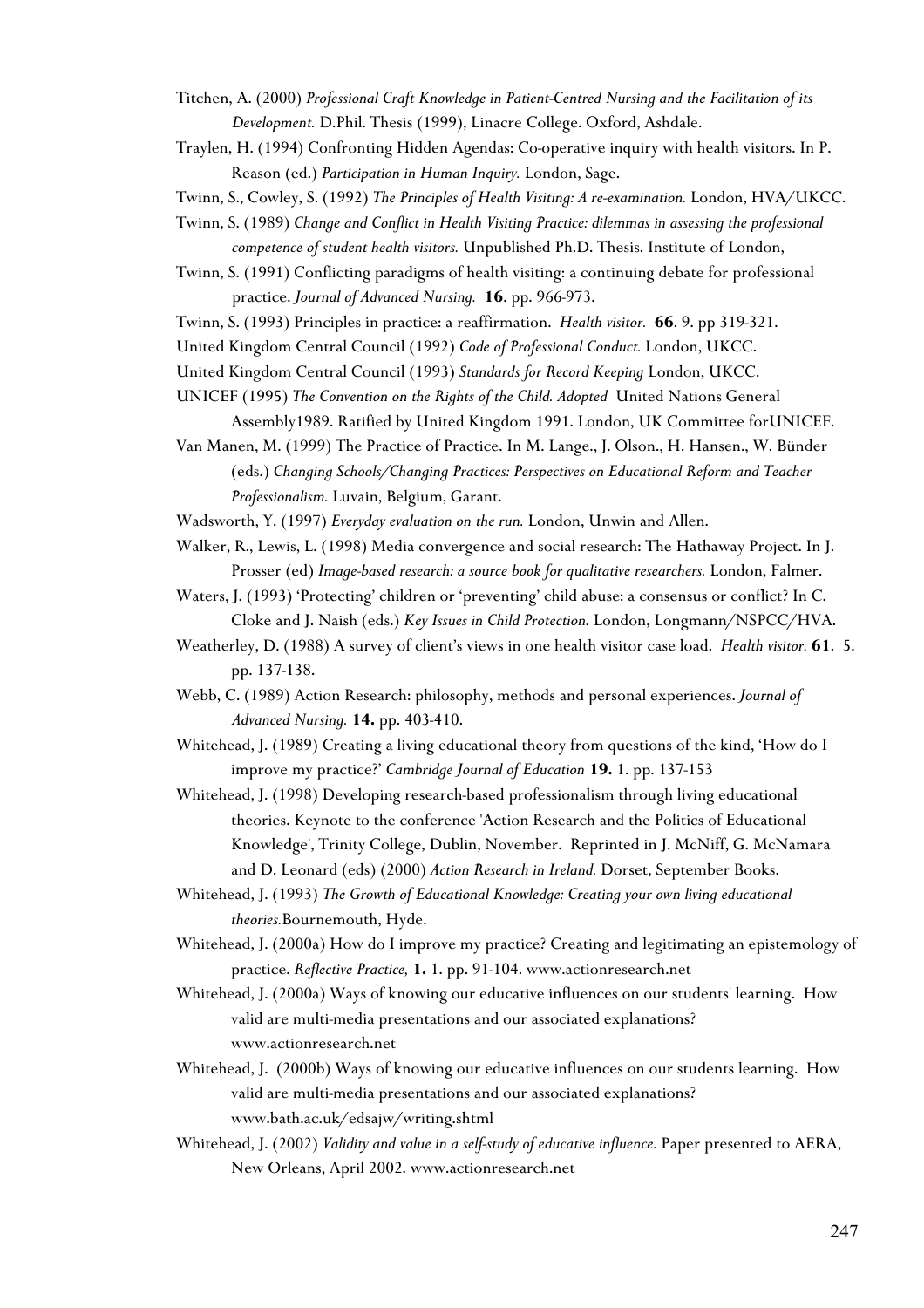Titchen, A. (2000) *Professional Craft Knowledge in Patient-Centred Nursing and the Facilitation of its Development.* D.Phil. Thesis (1999), Linacre College. Oxford, Ashdale.

Traylen, H. (1994) Confronting Hidden Agendas: Co-operative inquiry with health visitors. In P. Reason (ed.) *Participation in Human Inquiry.* London, Sage.

Twinn, S., Cowley, S. (1992) *The Principles of Health Visiting: A re-examination.* London, HVA/UKCC.

Twinn, S. (1989) *Change and Conflict in Health Visiting Practice: dilemmas in assessing the professional competence of student health visitors.* Unpublished Ph.D. Thesis. Institute of London,

Twinn, S. (1991) Conflicting paradigms of health visiting: a continuing debate for professional practice. *Journal of Advanced Nursing.* **16**. pp. 966-973.

Twinn, S. (1993) Principles in practice: a reaffirmation. *Health visitor.* **66**. 9. pp 319-321.

United Kingdom Central Council (1992) *Code of Professional Conduct.* London, UKCC.

United Kingdom Central Council (1993) *Standards for Record Keeping* London, UKCC.

UNICEF (1995) *The Convention on the Rights of the Child. Adopted* United Nations General Assembly1989. Ratified by United Kingdom 1991. London, UK Committee forUNICEF.

Van Manen, M. (1999) The Practice of Practice. In M. Lange., J. Olson., H. Hansen., W. Bünder (eds.) *Changing Schools/Changing Practices: Perspectives on Educational Reform and Teacher Professionalism.* Luvain, Belgium, Garant.

Wadsworth, Y. (1997) *Everyday evaluation on the run.* London, Unwin and Allen.

Walker, R., Lewis, L. (1998) Media convergence and social research: The Hathaway Project. In J. Prosser (ed) *Image-based research: a source book for qualitative researchers.* London, Falmer.

Waters, J. (1993) 'Protecting' children or 'preventing' child abuse: a consensus or conflict? In C. Cloke and J. Naish (eds.) *Key Issues in Child Protection.* London, Longmann/NSPCC/HVA.

Weatherley, D. (1988) A survey of client's views in one health visitor case load. *Health visitor.* **61**. 5. pp. 137-138.

Webb, C. (1989) Action Research: philosophy, methods and personal experiences. *Journal of Advanced Nursing.* **14.** pp. 403-410.

Whitehead, J. (1989) Creating a living educational theory from questions of the kind, 'How do I improve my practice?' *Cambridge Journal of Education* **19.** 1. pp. 137-153

Whitehead, J. (1998) Developing research-based professionalism through living educational theories. Keynote to the conference 'Action Research and the Politics of Educational Knowledge', Trinity College, Dublin, November. Reprinted in J. McNiff, G. McNamara and D. Leonard (eds) (2000) *Action Research in Ireland.* Dorset, September Books.

Whitehead, J. (1993) *The Growth of Educational Knowledge: Creating your own living educational theories.*Bournemouth, Hyde.

Whitehead, J. (2000a) How do I improve my practice? Creating and legitimating an epistemology of practice. *Reflective Practice,* **1.** 1. pp. 91-104. www.actionresearch.net

Whitehead, J. (2000a) Ways of knowing our educative influences on our students' learning. How valid are multi-media presentations and our associated explanations? www.actionresearch.net

Whitehead, J. (2000b) Ways of knowing our educative influences on our students learning. How valid are multi-media presentations and our associated explanations? www.bath.ac.uk/edsajw/writing.shtml

Whitehead, J. (2002) *Validity and value in a self-study of educative influence.* Paper presented to AERA, New Orleans, April 2002. www.actionresearch.net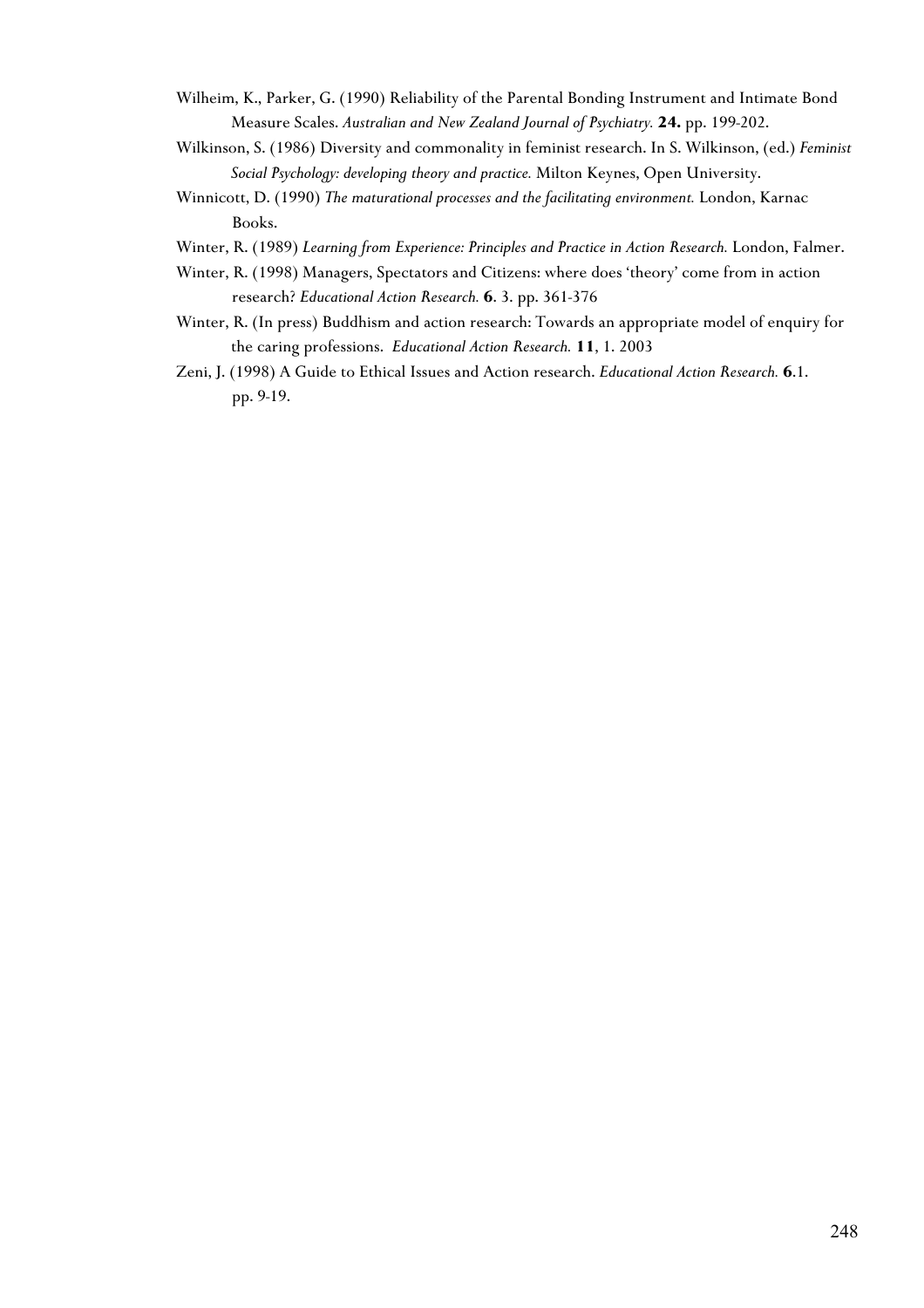Wilheim, K., Parker, G. (1990) Reliability of the Parental Bonding Instrument and Intimate Bond Measure Scales. *Australian and New Zealand Journal of Psychiatry.* **24.** pp. 199-202.

Wilkinson, S. (1986) Diversity and commonality in feminist research. In S. Wilkinson, (ed.) *Feminist Social Psychology: developing theory and practice.* Milton Keynes, Open University.

Winnicott, D. (1990) *The maturational processes and the facilitating environment.* London, Karnac Books.

Winter, R. (1989) *Learning from Experience: Principles and Practice in Action Research.* London, Falmer.

Winter, R. (1998) Managers, Spectators and Citizens: where does 'theory' come from in action research? *Educational Action Research.* **6**. 3. pp. 361-376

Winter, R. (In press) Buddhism and action research: Towards an appropriate model of enquiry for the caring professions. *Educational Action Research.* **11**, 1. 2003

Zeni, J. (1998) A Guide to Ethical Issues and Action research. *Educational Action Research.* **6**.1. pp. 9-19.